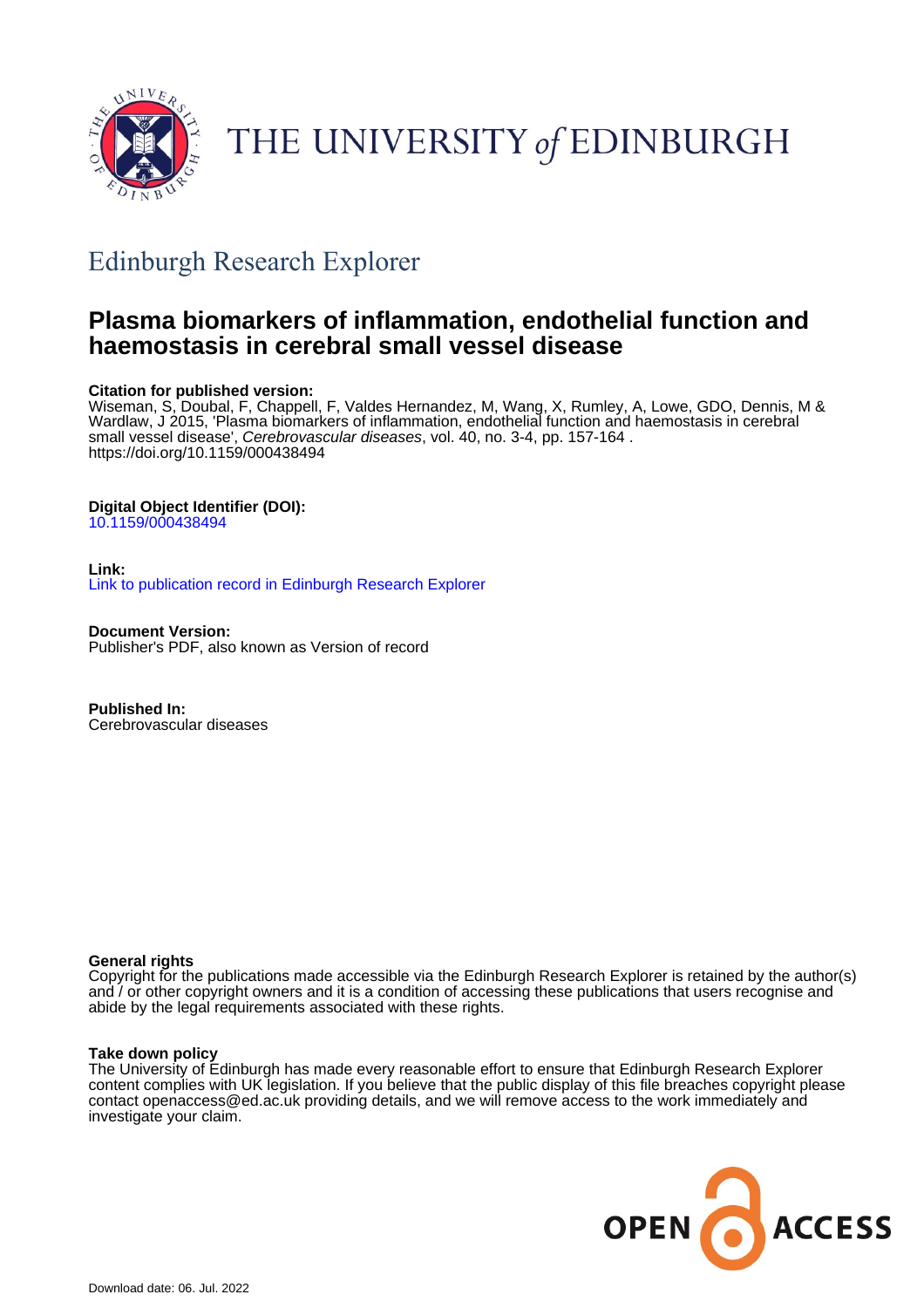THE UNIVERSITY *of* EDINBURGH

## Edinburgh Research Explorer

# Plasma biomarkers of inflammation, endothelial function and haemostasis in cerebral small vessel disease

**Citation for published version:**
Wiseman, S, Doubal, F, Chappell, F, Valdes Hernandez, M, Wang, X, Rumley, A, Lowe, GDO, Dennis, M & Wardlaw, J 2015, 'Plasma biomarkers of inflammation, endothelial function and haemostasis in cerebral small vessel disease', *Cerebrovascular diseases*, vol. 40, no. 3-4, pp. 157-164 . https://doi.org/10.1159/000438494

**Digital Object Identifier (DOI):**
10.1159/000438494

**Link:**
Link to publication record in Edinburgh Research Explorer

**Document Version:**
Publisher's PDF, also known as Version of record

**Published In:**
Cerebrovascular diseases

**General rights**
Copyright for the publications made accessible via the Edinburgh Research Explorer is retained by the author(s) and / or other copyright owners and it is a condition of accessing these publications that users recognise and abide by the legal requirements associated with these rights.

**Take down policy**
The University of Edinburgh has made every reasonable effort to ensure that Edinburgh Research Explorer content complies with UK legislation. If you believe that the public display of this file breaches copyright please contact openaccess@ed.ac.uk providing details, and we will remove access to the work immediately and investigate your claim.

OPEN ACCESS

Download date: 06. Jul. 2022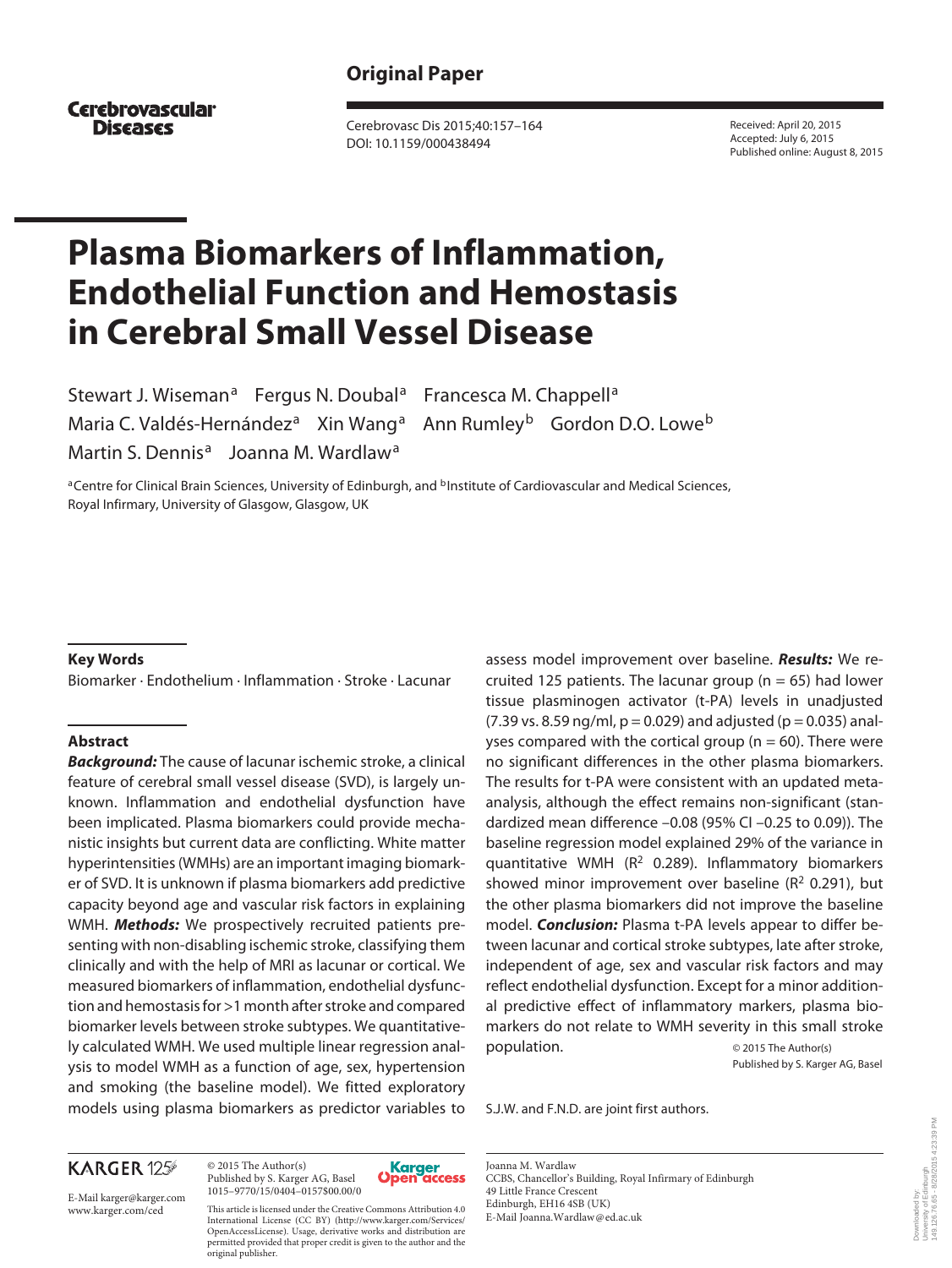Original Paper

Cerebrovascular Diseases

Received: April 20, 2015
Accepted: July 6, 2015
Published online: August 8, 2015

# Plasma Biomarkers of Inflammation, Endothelial Function and Hemostasis in Cerebral Small Vessel Disease

Stewart J. Wiseman[a] Fergus N. Doubal[a] Francesca M. Chappell[a] Maria C. Valdés-Hernández[a] Xin Wang[a] Ann Rumley[b] Gordon D.O. Lowe[b] Martin S. Dennis[a] Joanna M. Wardlaw[a]

[a]Centre for Clinical Brain Sciences, University of Edinburgh, and [b]Institute of Cardiovascular and Medical Sciences, Royal Infirmary, University of Glasgow, Glasgow, UK

### Key Words

Biomarker · Endothelium · Inflammation · Stroke · Lacunar

### Abstract

***Background:*** The cause of lacunar ischemic stroke, a clinical feature of cerebral small vessel disease (SVD), is largely unknown. Inflammation and endothelial dysfunction have been implicated. Plasma biomarkers could provide mechanistic insights but current data are conflicting. White matter hyperintensities (WMHs) are an important imaging biomarker of SVD. It is unknown if plasma biomarkers add predictive capacity beyond age and vascular risk factors in explaining WMH. ***Methods:*** We prospectively recruited patients presenting with non-disabling ischemic stroke, classifying them clinically and with the help of MRI as lacunar or cortical. We measured biomarkers of inflammation, endothelial dysfunction and hemostasis for >1 month after stroke and compared biomarker levels between stroke subtypes. We quantitatively calculated WMH. We used multiple linear regression analysis to model WMH as a function of age, sex, hypertension and smoking (the baseline model). We fitted exploratory models using plasma biomarkers as predictor variables to assess model improvement over baseline. ***Results:*** We recruited 125 patients. The lacunar group (n = 65) had lower tissue plasminogen activator (t-PA) levels in unadjusted (7.39 vs. 8.59 ng/ml, p = 0.029) and adjusted (p = 0.035) analyses compared with the cortical group (n = 60). There were no significant differences in the other plasma biomarkers. The results for t-PA were consistent with an updated meta-analysis, although the effect remains non-significant (standardized mean difference –0.08 (95% CI –0.25 to 0.09)). The baseline regression model explained 29% of the variance in quantitative WMH ($R^2$ 0.289). Inflammatory biomarkers showed minor improvement over baseline ($R^2$ 0.291), but the other plasma biomarkers did not improve the baseline model. ***Conclusion:*** Plasma t-PA levels appear to differ between lacunar and cortical stroke subtypes, late after stroke, independent of age, sex and vascular risk factors and may reflect endothelial dysfunction. Except for a minor additional predictive effect of inflammatory markers, plasma biomarkers do not relate to WMH severity in this small stroke population.

© 2015 The Author(s)
Published by S. Karger AG, Basel

S.J.W. and F.N.D. are joint first authors.

KARGER 125

E-Mail karger@karger.com
www.karger.com/ced

© 2015 The Author(s)
Published by S. Karger AG, Basel
1015–9770/15/0404–0157$00.00/0

Karger Open access

This article is licensed under the Creative Commons Attribution 4.0 International License (CC BY) (http://www.karger.com/Services/OpenAccessLicense). Usage, derivative works and distribution are permitted provided that proper credit is given to the author and the original publisher.

Joanna M. Wardlaw
CCBS, Chancellor's Building, Royal Infirmary of Edinburgh
49 Little France Crescent
Edinburgh, EH16 4SB (UK)
E-Mail Joanna.Wardlaw@ed.ac.uk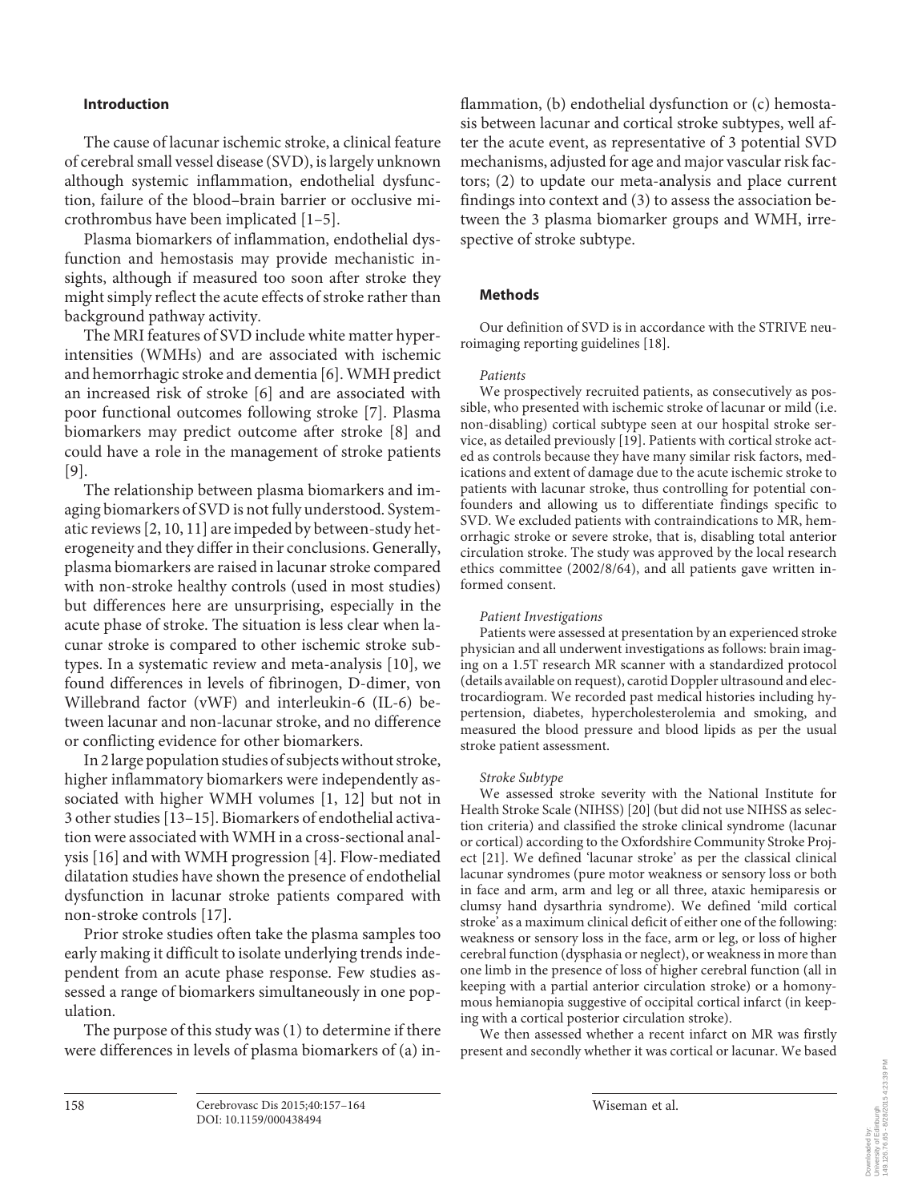## Introduction

The cause of lacunar ischemic stroke, a clinical feature of cerebral small vessel disease (SVD), is largely unknown although systemic inflammation, endothelial dysfunction, failure of the blood–brain barrier or occlusive microthrombus have been implicated [1–5].

Plasma biomarkers of inflammation, endothelial dysfunction and hemostasis may provide mechanistic insights, although if measured too soon after stroke they might simply reflect the acute effects of stroke rather than background pathway activity.

The MRI features of SVD include white matter hyperintensities (WMHs) and are associated with ischemic and hemorrhagic stroke and dementia [6]. WMH predict an increased risk of stroke [6] and are associated with poor functional outcomes following stroke [7]. Plasma biomarkers may predict outcome after stroke [8] and could have a role in the management of stroke patients [9].

The relationship between plasma biomarkers and imaging biomarkers of SVD is not fully understood. Systematic reviews [2, 10, 11] are impeded by between-study heterogeneity and they differ in their conclusions. Generally, plasma biomarkers are raised in lacunar stroke compared with non-stroke healthy controls (used in most studies) but differences here are unsurprising, especially in the acute phase of stroke. The situation is less clear when lacunar stroke is compared to other ischemic stroke subtypes. In a systematic review and meta-analysis [10], we found differences in levels of fibrinogen, D-dimer, von Willebrand factor (vWF) and interleukin-6 (IL-6) between lacunar and non-lacunar stroke, and no difference or conflicting evidence for other biomarkers.

In 2 large population studies of subjects without stroke, higher inflammatory biomarkers were independently associated with higher WMH volumes [1, 12] but not in 3 other studies [13–15]. Biomarkers of endothelial activation were associated with WMH in a cross-sectional analysis [16] and with WMH progression [4]. Flow-mediated dilatation studies have shown the presence of endothelial dysfunction in lacunar stroke patients compared with non-stroke controls [17].

Prior stroke studies often take the plasma samples too early making it difficult to isolate underlying trends independent from an acute phase response. Few studies assessed a range of biomarkers simultaneously in one population.

The purpose of this study was (1) to determine if there were differences in levels of plasma biomarkers of (a) inflammation, (b) endothelial dysfunction or (c) hemostasis between lacunar and cortical stroke subtypes, well after the acute event, as representative of 3 potential SVD mechanisms, adjusted for age and major vascular risk factors; (2) to update our meta-analysis and place current findings into context and (3) to assess the association between the 3 plasma biomarker groups and WMH, irrespective of stroke subtype.

## Methods

Our definition of SVD is in accordance with the STRIVE neuroimaging reporting guidelines [18].

### *Patients*

We prospectively recruited patients, as consecutively as possible, who presented with ischemic stroke of lacunar or mild (i.e. non-disabling) cortical subtype seen at our hospital stroke service, as detailed previously [19]. Patients with cortical stroke acted as controls because they have many similar risk factors, medications and extent of damage due to the acute ischemic stroke to patients with lacunar stroke, thus controlling for potential confounders and allowing us to differentiate findings specific to SVD. We excluded patients with contraindications to MR, hemorrhagic stroke or severe stroke, that is, disabling total anterior circulation stroke. The study was approved by the local research ethics committee (2002/8/64), and all patients gave written informed consent.

### *Patient Investigations*

Patients were assessed at presentation by an experienced stroke physician and all underwent investigations as follows: brain imaging on a 1.5T research MR scanner with a standardized protocol (details available on request), carotid Doppler ultrasound and electrocardiogram. We recorded past medical histories including hypertension, diabetes, hypercholesterolemia and smoking, and measured the blood pressure and blood lipids as per the usual stroke patient assessment.

### *Stroke Subtype*

We assessed stroke severity with the National Institute for Health Stroke Scale (NIHSS) [20] (but did not use NIHSS as selection criteria) and classified the stroke clinical syndrome (lacunar or cortical) according to the Oxfordshire Community Stroke Project [21]. We defined 'lacunar stroke' as per the classical clinical lacunar syndromes (pure motor weakness or sensory loss or both in face and arm, arm and leg or all three, ataxic hemiparesis or clumsy hand dysarthria syndrome). We defined 'mild cortical stroke' as a maximum clinical deficit of either one of the following: weakness or sensory loss in the face, arm or leg, or loss of higher cerebral function (dysphasia or neglect), or weakness in more than one limb in the presence of loss of higher cerebral function (all in keeping with a partial anterior circulation stroke) or a homonymous hemianopia suggestive of occipital cortical infarct (in keeping with a cortical posterior circulation stroke).

We then assessed whether a recent infarct on MR was firstly present and secondly whether it was cortical or lacunar. We based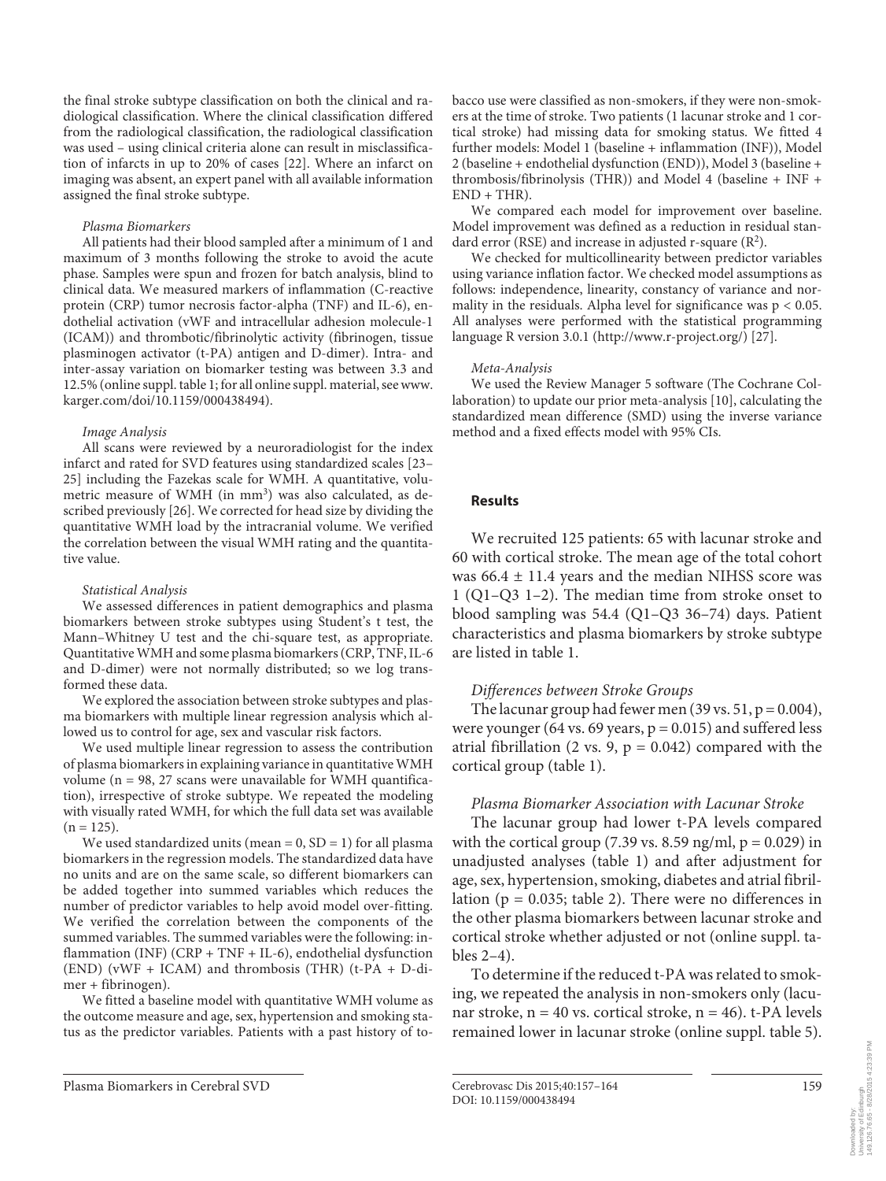the final stroke subtype classification on both the clinical and radiological classification. Where the clinical classification differed from the radiological classification, the radiological classification was used – using clinical criteria alone can result in misclassification of infarcts in up to 20% of cases [22]. Where an infarct on imaging was absent, an expert panel with all available information assigned the final stroke subtype.

*Plasma Biomarkers*

All patients had their blood sampled after a minimum of 1 and maximum of 3 months following the stroke to avoid the acute phase. Samples were spun and frozen for batch analysis, blind to clinical data. We measured markers of inflammation (C-reactive protein (CRP) tumor necrosis factor-alpha (TNF) and IL-6), endothelial activation (vWF and intracellular adhesion molecule-1 (ICAM)) and thrombotic/fibrinolytic activity (fibrinogen, tissue plasminogen activator (t-PA) antigen and D-dimer). Intra- and inter-assay variation on biomarker testing was between 3.3 and 12.5% (online suppl. table 1; for all online suppl. material, see www.karger.com/doi/10.1159/000438494).

*Image Analysis*

All scans were reviewed by a neuroradiologist for the index infarct and rated for SVD features using standardized scales [23–25] including the Fazekas scale for WMH. A quantitative, volumetric measure of WMH (in $mm^3$) was also calculated, as described previously [26]. We corrected for head size by dividing the quantitative WMH load by the intracranial volume. We verified the correlation between the visual WMH rating and the quantitative value.

*Statistical Analysis*

We assessed differences in patient demographics and plasma biomarkers between stroke subtypes using Student's t test, the Mann–Whitney U test and the chi-square test, as appropriate. Quantitative WMH and some plasma biomarkers (CRP, TNF, IL-6 and D-dimer) were not normally distributed; so we log transformed these data.

We explored the association between stroke subtypes and plasma biomarkers with multiple linear regression analysis which allowed us to control for age, sex and vascular risk factors.

We used multiple linear regression to assess the contribution of plasma biomarkers in explaining variance in quantitative WMH volume (n = 98, 27 scans were unavailable for WMH quantification), irrespective of stroke subtype. We repeated the modeling with visually rated WMH, for which the full data set was available (n = 125).

We used standardized units (mean = 0, SD = 1) for all plasma biomarkers in the regression models. The standardized data have no units and are on the same scale, so different biomarkers can be added together into summed variables which reduces the number of predictor variables to help avoid model over-fitting. We verified the correlation between the components of the summed variables. The summed variables were the following: inflammation (INF) (CRP + TNF + IL-6), endothelial dysfunction (END) (vWF + ICAM) and thrombosis (THR) (t-PA + D-dimer + fibrinogen).

We fitted a baseline model with quantitative WMH volume as the outcome measure and age, sex, hypertension and smoking status as the predictor variables. Patients with a past history of tobacco use were classified as non-smokers, if they were non-smokers at the time of stroke. Two patients (1 lacunar stroke and 1 cortical stroke) had missing data for smoking status. We fitted 4 further models: Model 1 (baseline + inflammation (INF)), Model 2 (baseline + endothelial dysfunction (END)), Model 3 (baseline + thrombosis/fibrinolysis (THR)) and Model 4 (baseline + INF + END + THR).

We compared each model for improvement over baseline. Model improvement was defined as a reduction in residual standard error (RSE) and increase in adjusted r-square ($R^2$).

We checked for multicollinearity between predictor variables using variance inflation factor. We checked model assumptions as follows: independence, linearity, constancy of variance and normality in the residuals. Alpha level for significance was $p < 0.05$. All analyses were performed with the statistical programming language R version 3.0.1 (http://www.r-project.org/) [27].

*Meta-Analysis*

We used the Review Manager 5 software (The Cochrane Collaboration) to update our prior meta-analysis [10], calculating the standardized mean difference (SMD) using the inverse variance method and a fixed effects model with 95% CIs.

## Results

We recruited 125 patients: 65 with lacunar stroke and 60 with cortical stroke. The mean age of the total cohort was 66.4 ± 11.4 years and the median NIHSS score was 1 (Q1–Q3 1–2). The median time from stroke onset to blood sampling was 54.4 (Q1–Q3 36–74) days. Patient characteristics and plasma biomarkers by stroke subtype are listed in table 1.

### *Differences between Stroke Groups*

The lacunar group had fewer men (39 vs. 51, $p = 0.004$), were younger (64 vs. 69 years, $p = 0.015$) and suffered less atrial fibrillation (2 vs. 9, $p = 0.042$) compared with the cortical group (table 1).

### *Plasma Biomarker Association with Lacunar Stroke*

The lacunar group had lower t-PA levels compared with the cortical group (7.39 vs. 8.59 ng/ml, $p = 0.029$) in unadjusted analyses (table 1) and after adjustment for age, sex, hypertension, smoking, diabetes and atrial fibrillation ($p = 0.035$; table 2). There were no differences in the other plasma biomarkers between lacunar stroke and cortical stroke whether adjusted or not (online suppl. tables 2–4).

To determine if the reduced t-PA was related to smoking, we repeated the analysis in non-smokers only (lacunar stroke, n = 40 vs. cortical stroke, n = 46). t-PA levels remained lower in lacunar stroke (online suppl. table 5).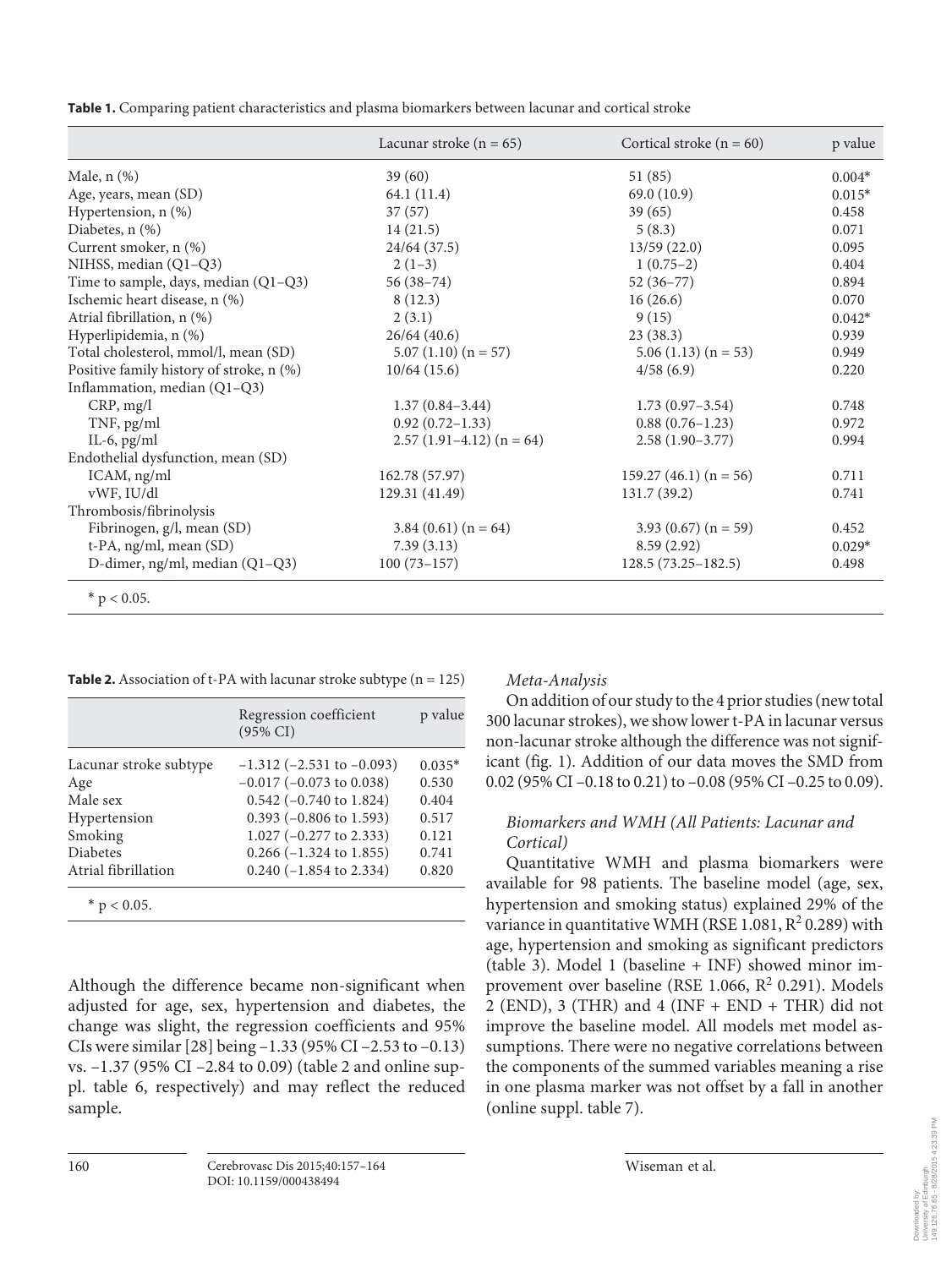**Table 1.** Comparing patient characteristics and plasma biomarkers between lacunar and cortical stroke

| | Lacunar stroke (n = 65) | Cortical stroke (n = 60) | p value |
|---|---|---|---|
| Male, n (%) | 39 (60) | 51 (85) | 0.004* |
| Age, years, mean (SD) | 64.1 (11.4) | 69.0 (10.9) | 0.015* |
| Hypertension, n (%) | 37 (57) | 39 (65) | 0.458 |
| Diabetes, n (%) | 14 (21.5) | 5 (8.3) | 0.071 |
| Current smoker, n (%) | 24/64 (37.5) | 13/59 (22.0) | 0.095 |
| NIHSS, median (Q1–Q3) | 2 (1–3) | 1 (0.75–2) | 0.404 |
| Time to sample, days, median (Q1–Q3) | 56 (38–74) | 52 (36–77) | 0.894 |
| Ischemic heart disease, n (%) | 8 (12.3) | 16 (26.6) | 0.070 |
| Atrial fibrillation, n (%) | 2 (3.1) | 9 (15) | 0.042* |
| Hyperlipidemia, n (%) | 26/64 (40.6) | 23 (38.3) | 0.939 |
| Total cholesterol, mmol/l, mean (SD) | 5.07 (1.10) (n = 57) | 5.06 (1.13) (n = 53) | 0.949 |
| Positive family history of stroke, n (%) | 10/64 (15.6) | 4/58 (6.9) | 0.220 |
| Inflammation, median (Q1–Q3) | | | |
| CRP, mg/l | 1.37 (0.84–3.44) | 1.73 (0.97–3.54) | 0.748 |
| TNF, pg/ml | 0.92 (0.72–1.33) | 0.88 (0.76–1.23) | 0.972 |
| IL-6, pg/ml | 2.57 (1.91–4.12) (n = 64) | 2.58 (1.90–3.77) | 0.994 |
| Endothelial dysfunction, mean (SD) | | | |
| ICAM, ng/ml | 162.78 (57.97) | 159.27 (46.1) (n = 56) | 0.711 |
| vWF, IU/dl | 129.31 (41.49) | 131.7 (39.2) | 0.741 |
| Thrombosis/fibrinolysis | | | |
| Fibrinogen, g/l, mean (SD) | 3.84 (0.61) (n = 64) | 3.93 (0.67) (n = 59) | 0.452 |
| t-PA, ng/ml, mean (SD) | 7.39 (3.13) | 8.59 (2.92) | 0.029* |
| D-dimer, ng/ml, median (Q1–Q3) | 100 (73–157) | 128.5 (73.25–182.5) | 0.498 |

\* $p < 0.05$.

**Table 2.** Association of t-PA with lacunar stroke subtype (n = 125)

| | Regression coefficient (95% CI) | p value |
|---|---|---|
| Lacunar stroke subtype | –1.312 (–2.531 to –0.093) | 0.035* |
| Age | –0.017 (–0.073 to 0.038) | 0.530 |
| Male sex | 0.542 (–0.740 to 1.824) | 0.404 |
| Hypertension | 0.393 (–0.806 to 1.593) | 0.517 |
| Smoking | 1.027 (–0.277 to 2.333) | 0.121 |
| Diabetes | 0.266 (–1.324 to 1.855) | 0.741 |
| Atrial fibrillation | 0.240 (–1.854 to 2.334) | 0.820 |

\* $p < 0.05$.

Although the difference became non-significant when adjusted for age, sex, hypertension and diabetes, the change was slight, the regression coefficients and 95% CIs were similar [28] being –1.33 (95% CI –2.53 to –0.13) vs. –1.37 (95% CI –2.84 to 0.09) (table 2 and online suppl. table 6, respectively) and may reflect the reduced sample.

*Meta-Analysis*

On addition of our study to the 4 prior studies (new total 300 lacunar strokes), we show lower t-PA in lacunar versus non-lacunar stroke although the difference was not significant (fig. 1). Addition of our data moves the SMD from 0.02 (95% CI –0.18 to 0.21) to –0.08 (95% CI –0.25 to 0.09).

*Biomarkers and WMH (All Patients: Lacunar and Cortical)*

Quantitative WMH and plasma biomarkers were available for 98 patients. The baseline model (age, sex, hypertension and smoking status) explained 29% of the variance in quantitative WMH (RSE 1.081, $R^2$ 0.289) with age, hypertension and smoking as significant predictors (table 3). Model 1 (baseline + INF) showed minor improvement over baseline (RSE 1.066, $R^2$ 0.291). Models 2 (END), 3 (THR) and 4 (INF + END + THR) did not improve the baseline model. All models met model assumptions. There were no negative correlations between the components of the summed variables meaning a rise in one plasma marker was not offset by a fall in another (online suppl. table 7).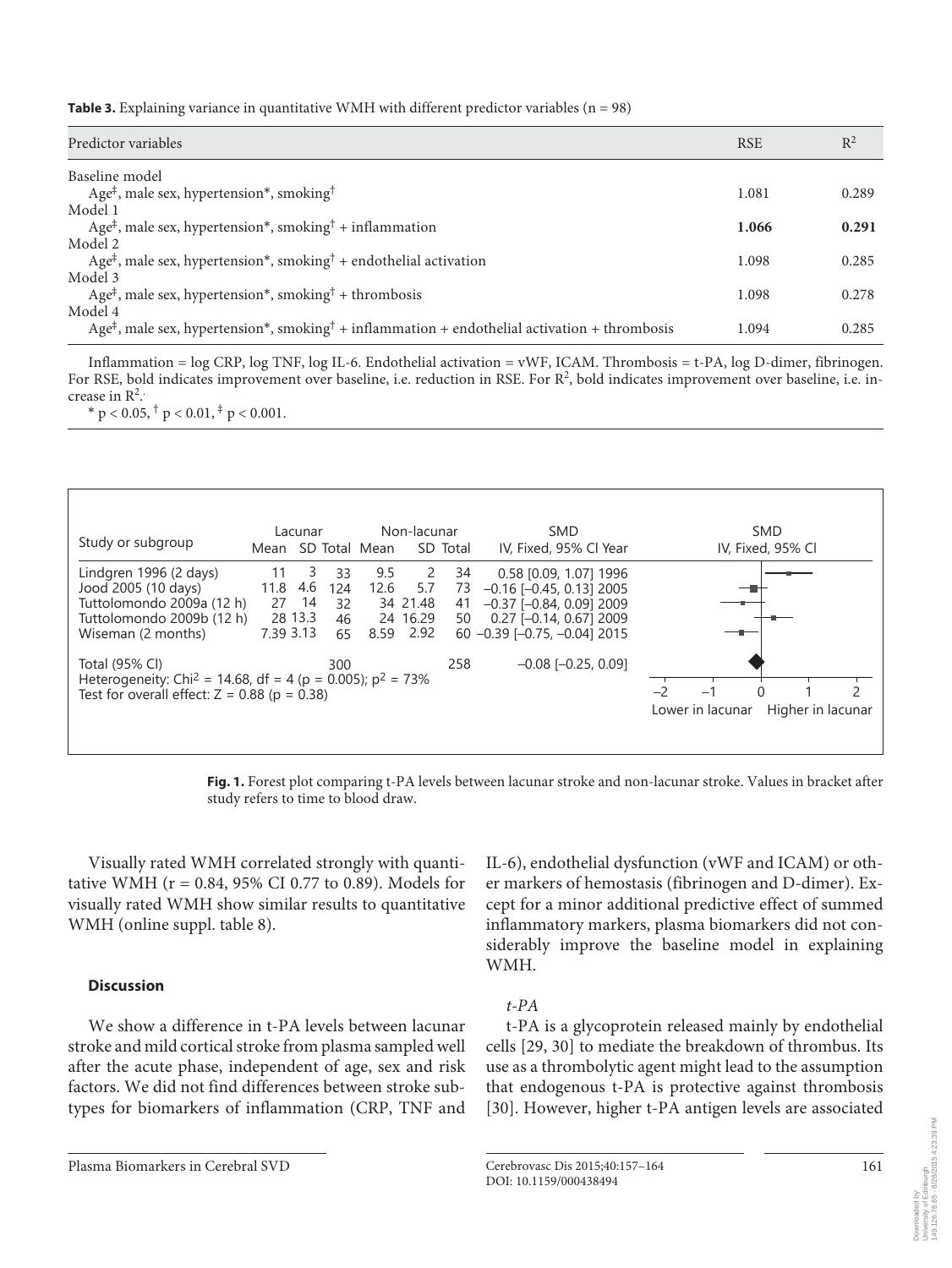**Table 3.** Explaining variance in quantitative WMH with different predictor variables (n = 98)

| Predictor variables | RSE | $R^2$ |
|---|---|---|
| Baseline model | | |
| Age[‡], male sex, hypertension*, smoking[†] | 1.081 | 0.289 |
| Model 1 | | |
| Age[‡], male sex, hypertension*, smoking[†] + inflammation | **1.066** | **0.291** |
| Model 2 | | |
| Age[‡], male sex, hypertension*, smoking[†] + endothelial activation | 1.098 | 0.285 |
| Model 3 | | |
| Age[‡], male sex, hypertension*, smoking[†] + thrombosis | 1.098 | 0.278 |
| Model 4 | | |
| Age[‡], male sex, hypertension*, smoking[†] + inflammation + endothelial activation + thrombosis | 1.094 | 0.285 |

Inflammation = log CRP, log TNF, log IL-6. Endothelial activation = vWF, ICAM. Thrombosis = t-PA, log D-dimer, fibrinogen. For RSE, bold indicates improvement over baseline, i.e. reduction in RSE. For $R^2$, bold indicates improvement over baseline, i.e. increase in $R^2$.

* $p < 0.05$, † $p < 0.01$, ‡ $p < 0.001$.

| Study or subgroup | Lacunar Mean | Lacunar SD | Lacunar Total | Non-lacunar Mean | Non-lacunar SD | Non-lacunar Total | SMD IV, Fixed, 95% CI | Year |
|---|---|---|---|---|---|---|---|---|
| Lindgren 1996 (2 days) | 11 | 3 | 33 | 9.5 | 2 | 34 | 0.58 [0.09, 1.07] | 1996 |
| Jood 2005 (10 days) | 11.8 | 4.6 | 124 | 12.6 | 5.7 | 73 | −0.16 [−0.45, 0.13] | 2005 |
| Tuttolomondo 2009a (12 h) | 27 | 14 | 32 | 34 | 21.48 | 41 | −0.37 [−0.84, 0.09] | 2009 |
| Tuttolomondo 2009b (12 h) | 28 | 13.3 | 46 | 24 | 16.29 | 50 | 0.27 [−0.14, 0.67] | 2009 |
| Wiseman (2 months) | 7.39 | 3.13 | 65 | 8.59 | 2.92 | 60 | −0.39 [−0.75, −0.04] | 2015 |
| Total (95% CI) | | | 300 | | | 258 | −0.08 [−0.25, 0.09] | |

Heterogeneity: $Chi^2 = 14.68$, df = 4 (p = 0.005); $I^2 = 73\%$
Test for overall effect: Z = 0.88 (p = 0.38)

**Fig. 1.** Forest plot comparing t-PA levels between lacunar stroke and non-lacunar stroke. Values in bracket after study refers to time to blood draw.

Visually rated WMH correlated strongly with quantitative WMH (r = 0.84, 95% CI 0.77 to 0.89). Models for visually rated WMH show similar results to quantitative WMH (online suppl. table 8).

## Discussion

We show a difference in t-PA levels between lacunar stroke and mild cortical stroke from plasma sampled well after the acute phase, independent of age, sex and risk factors. We did not find differences between stroke subtypes for biomarkers of inflammation (CRP, TNF and IL-6), endothelial dysfunction (vWF and ICAM) or other markers of hemostasis (fibrinogen and D-dimer). Except for a minor additional predictive effect of summed inflammatory markers, plasma biomarkers did not considerably improve the baseline model in explaining WMH.

### *t-PA*

t-PA is a glycoprotein released mainly by endothelial cells [29, 30] to mediate the breakdown of thrombus. Its use as a thrombolytic agent might lead to the assumption that endogenous t-PA is protective against thrombosis [30]. However, higher t-PA antigen levels are associated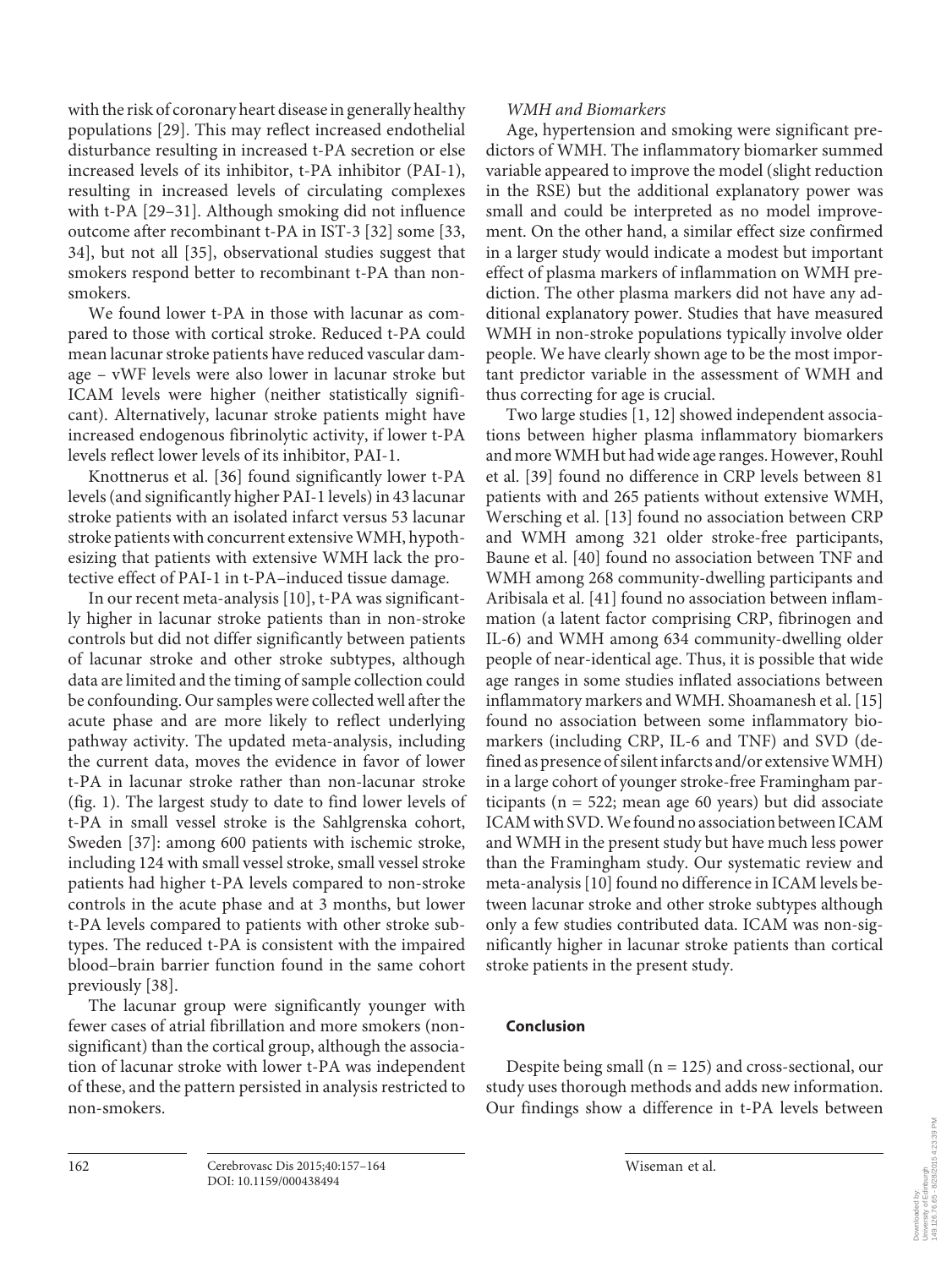with the risk of coronary heart disease in generally healthy populations [29]. This may reflect increased endothelial disturbance resulting in increased t-PA secretion or else increased levels of its inhibitor, t-PA inhibitor (PAI-1), resulting in increased levels of circulating complexes with t-PA [29–31]. Although smoking did not influence outcome after recombinant t-PA in IST-3 [32] some [33, 34], but not all [35], observational studies suggest that smokers respond better to recombinant t-PA than non-smokers.

We found lower t-PA in those with lacunar as compared to those with cortical stroke. Reduced t-PA could mean lacunar stroke patients have reduced vascular damage – vWF levels were also lower in lacunar stroke but ICAM levels were higher (neither statistically significant). Alternatively, lacunar stroke patients might have increased endogenous fibrinolytic activity, if lower t-PA levels reflect lower levels of its inhibitor, PAI-1.

Knottnerus et al. [36] found significantly lower t-PA levels (and significantly higher PAI-1 levels) in 43 lacunar stroke patients with an isolated infarct versus 53 lacunar stroke patients with concurrent extensive WMH, hypothesizing that patients with extensive WMH lack the protective effect of PAI-1 in t-PA–induced tissue damage.

In our recent meta-analysis [10], t-PA was significantly higher in lacunar stroke patients than in non-stroke controls but did not differ significantly between patients of lacunar stroke and other stroke subtypes, although data are limited and the timing of sample collection could be confounding. Our samples were collected well after the acute phase and are more likely to reflect underlying pathway activity. The updated meta-analysis, including the current data, moves the evidence in favor of lower t-PA in lacunar stroke rather than non-lacunar stroke (fig. 1). The largest study to date to find lower levels of t-PA in small vessel stroke is the Sahlgrenska cohort, Sweden [37]: among 600 patients with ischemic stroke, including 124 with small vessel stroke, small vessel stroke patients had higher t-PA levels compared to non-stroke controls in the acute phase and at 3 months, but lower t-PA levels compared to patients with other stroke subtypes. The reduced t-PA is consistent with the impaired blood–brain barrier function found in the same cohort previously [38].

The lacunar group were significantly younger with fewer cases of atrial fibrillation and more smokers (non-significant) than the cortical group, although the association of lacunar stroke with lower t-PA was independent of these, and the pattern persisted in analysis restricted to non-smokers.

*WMH and Biomarkers*

Age, hypertension and smoking were significant predictors of WMH. The inflammatory biomarker summed variable appeared to improve the model (slight reduction in the RSE) but the additional explanatory power was small and could be interpreted as no model improvement. On the other hand, a similar effect size confirmed in a larger study would indicate a modest but important effect of plasma markers of inflammation on WMH prediction. The other plasma markers did not have any additional explanatory power. Studies that have measured WMH in non-stroke populations typically involve older people. We have clearly shown age to be the most important predictor variable in the assessment of WMH and thus correcting for age is crucial.

Two large studies [1, 12] showed independent associations between higher plasma inflammatory biomarkers and more WMH but had wide age ranges. However, Rouhl et al. [39] found no difference in CRP levels between 81 patients with and 265 patients without extensive WMH, Wersching et al. [13] found no association between CRP and WMH among 321 older stroke-free participants, Baune et al. [40] found no association between TNF and WMH among 268 community-dwelling participants and Aribisala et al. [41] found no association between inflammation (a latent factor comprising CRP, fibrinogen and IL-6) and WMH among 634 community-dwelling older people of near-identical age. Thus, it is possible that wide age ranges in some studies inflated associations between inflammatory markers and WMH. Shoamanesh et al. [15] found no association between some inflammatory biomarkers (including CRP, IL-6 and TNF) and SVD (defined as presence of silent infarcts and/or extensive WMH) in a large cohort of younger stroke-free Framingham participants (n = 522; mean age 60 years) but did associate ICAM with SVD. We found no association between ICAM and WMH in the present study but have much less power than the Framingham study. Our systematic review and meta-analysis [10] found no difference in ICAM levels between lacunar stroke and other stroke subtypes although only a few studies contributed data. ICAM was non-significantly higher in lacunar stroke patients than cortical stroke patients in the present study.

## Conclusion

Despite being small (n = 125) and cross-sectional, our study uses thorough methods and adds new information. Our findings show a difference in t-PA levels between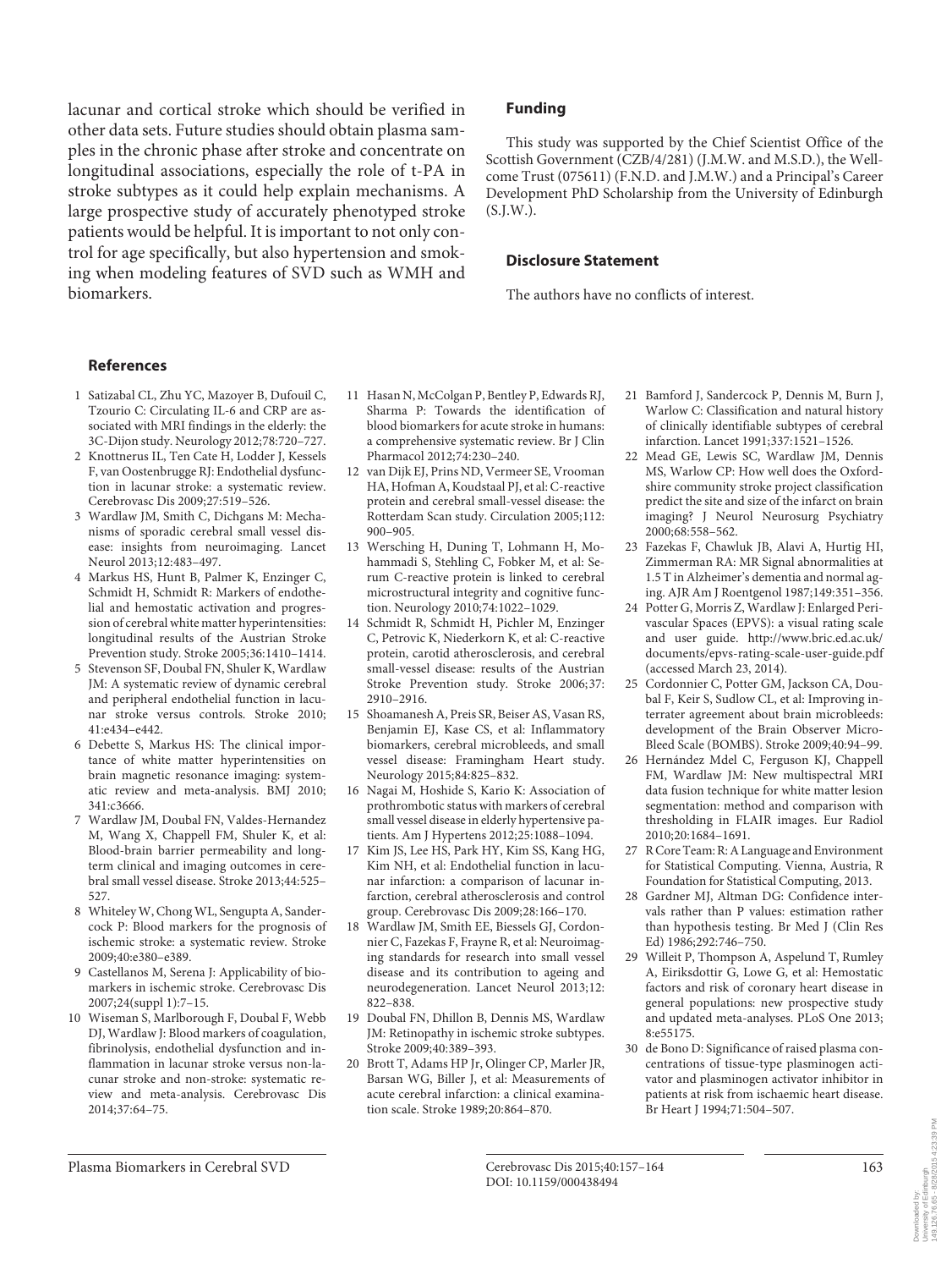lacunar and cortical stroke which should be verified in other data sets. Future studies should obtain plasma samples in the chronic phase after stroke and concentrate on longitudinal associations, especially the role of t-PA in stroke subtypes as it could help explain mechanisms. A large prospective study of accurately phenotyped stroke patients would be helpful. It is important to not only control for age specifically, but also hypertension and smoking when modeling features of SVD such as WMH and biomarkers.

## Funding

This study was supported by the Chief Scientist Office of the Scottish Government (CZB/4/281) (J.M.W. and M.S.D.), the Wellcome Trust (075611) (F.N.D. and J.M.W.) and a Principal's Career Development PhD Scholarship from the University of Edinburgh (S.J.W.).

## Disclosure Statement

The authors have no conflicts of interest.

## References

1. Satizabal CL, Zhu YC, Mazoyer B, Dufouil C, Tzourio C: Circulating IL-6 and CRP are associated with MRI findings in the elderly: the 3C-Dijon study. Neurology 2012;78:720–727.
2. Knottnerus IL, Ten Cate H, Lodder J, Kessels F, van Oostenbrugge RJ: Endothelial dysfunction in lacunar stroke: a systematic review. Cerebrovasc Dis 2009;27:519–526.
3. Wardlaw JM, Smith C, Dichgans M: Mechanisms of sporadic cerebral small vessel disease: insights from neuroimaging. Lancet Neurol 2013;12:483–497.
4. Markus HS, Hunt B, Palmer K, Enzinger C, Schmidt H, Schmidt R: Markers of endothelial and hemostatic activation and progression of cerebral white matter hyperintensities: longitudinal results of the Austrian Stroke Prevention study. Stroke 2005;36:1410–1414.
5. Stevenson SF, Doubal FN, Shuler K, Wardlaw JM: A systematic review of dynamic cerebral and peripheral endothelial function in lacunar stroke versus controls. Stroke 2010; 41:e434–e442.
6. Debette S, Markus HS: The clinical importance of white matter hyperintensities on brain magnetic resonance imaging: systematic review and meta-analysis. BMJ 2010; 341:c3666.
7. Wardlaw JM, Doubal FN, Valdes-Hernandez M, Wang X, Chappell FM, Shuler K, et al: Blood-brain barrier permeability and long-term clinical and imaging outcomes in cerebral small vessel disease. Stroke 2013;44:525–527.
8. Whiteley W, Chong WL, Sengupta A, Sandercock P: Blood markers for the prognosis of ischemic stroke: a systematic review. Stroke 2009;40:e380–e389.
9. Castellanos M, Serena J: Applicability of biomarkers in ischemic stroke. Cerebrovasc Dis 2007;24(suppl 1):7–15.
10. Wiseman S, Marlborough F, Doubal F, Webb DJ, Wardlaw J: Blood markers of coagulation, fibrinolysis, endothelial dysfunction and inflammation in lacunar stroke versus non-lacunar stroke and non-stroke: systematic review and meta-analysis. Cerebrovasc Dis 2014;37:64–75.
11. Hasan N, McColgan P, Bentley P, Edwards RJ, Sharma P: Towards the identification of blood biomarkers for acute stroke in humans: a comprehensive systematic review. Br J Clin Pharmacol 2012;74:230–240.
12. van Dijk EJ, Prins ND, Vermeer SE, Vrooman HA, Hofman A, Koudstaal PJ, et al: C-reactive protein and cerebral small-vessel disease: the Rotterdam Scan study. Circulation 2005;112: 900–905.
13. Wersching H, Duning T, Lohmann H, Mohammadi S, Stehling C, Fobker M, et al: Serum C-reactive protein is linked to cerebral microstructural integrity and cognitive function. Neurology 2010;74:1022–1029.
14. Schmidt R, Schmidt H, Pichler M, Enzinger C, Petrovic K, Niederkorn K, et al: C-reactive protein, carotid atherosclerosis, and cerebral small-vessel disease: results of the Austrian Stroke Prevention study. Stroke 2006;37: 2910–2916.
15. Shoamanesh A, Preis SR, Beiser AS, Vasan RS, Benjamin EJ, Kase CS, et al: Inflammatory biomarkers, cerebral microbleeds, and small vessel disease: Framingham Heart study. Neurology 2015;84:825–832.
16. Nagai M, Hoshide S, Kario K: Association of prothrombotic status with markers of cerebral small vessel disease in elderly hypertensive patients. Am J Hypertens 2012;25:1088–1094.
17. Kim JS, Lee HS, Park HY, Kim SS, Kang HG, Kim NH, et al: Endothelial function in lacunar infarction: a comparison of lacunar infarction, cerebral atherosclerosis and control group. Cerebrovasc Dis 2009;28:166–170.
18. Wardlaw JM, Smith EE, Biessels GJ, Cordonnier C, Fazekas F, Frayne R, et al: Neuroimaging standards for research into small vessel disease and its contribution to ageing and neurodegeneration. Lancet Neurol 2013;12: 822–838.
19. Doubal FN, Dhillon B, Dennis MS, Wardlaw JM: Retinopathy in ischemic stroke subtypes. Stroke 2009;40:389–393.
20. Brott T, Adams HP Jr, Olinger CP, Marler JR, Barsan WG, Biller J, et al: Measurements of acute cerebral infarction: a clinical examination scale. Stroke 1989;20:864–870.
21. Bamford J, Sandercock P, Dennis M, Burn J, Warlow C: Classification and natural history of clinically identifiable subtypes of cerebral infarction. Lancet 1991;337:1521–1526.
22. Mead GE, Lewis SC, Wardlaw JM, Dennis MS, Warlow CP: How well does the Oxfordshire community stroke project classification predict the site and size of the infarct on brain imaging? J Neurol Neurosurg Psychiatry 2000;68:558–562.
23. Fazekas F, Chawluk JB, Alavi A, Hurtig HI, Zimmerman RA: MR Signal abnormalities at 1.5 T in Alzheimer's dementia and normal aging. AJR Am J Roentgenol 1987;149:351–356.
24. Potter G, Morris Z, Wardlaw J: Enlarged Perivascular Spaces (EPVS): a visual rating scale and user guide. http://www.bric.ed.ac.uk/documents/epvs-rating-scale-user-guide.pdf (accessed March 23, 2014).
25. Cordonnier C, Potter GM, Jackson CA, Doubal F, Keir S, Sudlow CL, et al: Improving interrater agreement about brain microbleeds: development of the Brain Observer MicroBleed Scale (BOMBS). Stroke 2009;40:94–99.
26. Hernández Mdel C, Ferguson KJ, Chappell FM, Wardlaw JM: New multispectral MRI data fusion technique for white matter lesion segmentation: method and comparison with thresholding in FLAIR images. Eur Radiol 2010;20:1684–1691.
27. R Core Team: R: A Language and Environment for Statistical Computing. Vienna, Austria, R Foundation for Statistical Computing, 2013.
28. Gardner MJ, Altman DG: Confidence intervals rather than P values: estimation rather than hypothesis testing. Br Med J (Clin Res Ed) 1986;292:746–750.
29. Willeit P, Thompson A, Aspelund T, Rumley A, Eiriksdottir G, Lowe G, et al: Hemostatic factors and risk of coronary heart disease in general populations: new prospective study and updated meta-analyses. PLoS One 2013; 8:e55175.
30. de Bono D: Significance of raised plasma concentrations of tissue-type plasminogen activator and plasminogen activator inhibitor in patients at risk from ischaemic heart disease. Br Heart J 1994;71:504–507.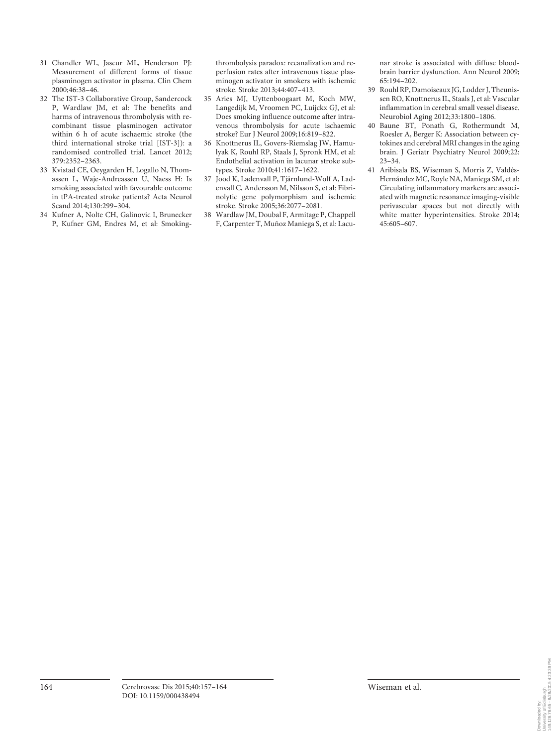31 Chandler WL, Jascur ML, Henderson PJ: Measurement of different forms of tissue plasminogen activator in plasma. Clin Chem 2000;46:38–46.

32 The IST-3 Collaborative Group, Sandercock P, Wardlaw JM, et al: The benefits and harms of intravenous thrombolysis with recombinant tissue plasminogen activator within 6 h of acute ischaemic stroke (the third international stroke trial [IST-3]): a randomised controlled trial. Lancet 2012; 379:2352–2363.

33 Kvistad CE, Oeygarden H, Logallo N, Thomassen L, Waje-Andreassen U, Naess H: Is smoking associated with favourable outcome in tPA-treated stroke patients? Acta Neurol Scand 2014;130:299–304.

34 Kufner A, Nolte CH, Galinovic I, Brunecker P, Kufner GM, Endres M, et al: Smoking-thrombolysis paradox: recanalization and reperfusion rates after intravenous tissue plasminogen activator in smokers with ischemic stroke. Stroke 2013;44:407–413.

35 Aries MJ, Uyttenboogaart M, Koch MW, Langedijk M, Vroomen PC, Luijckx GJ, et al: Does smoking influence outcome after intravenous thrombolysis for acute ischaemic stroke? Eur J Neurol 2009;16:819–822.

36 Knottnerus IL, Govers-Riemslag JW, Hamulyak K, Rouhl RP, Staals J, Spronk HM, et al: Endothelial activation in lacunar stroke subtypes. Stroke 2010;41:1617–1622.

37 Jood K, Ladenvall P, Tjärnlund-Wolf A, Ladenvall C, Andersson M, Nilsson S, et al: Fibrinolytic gene polymorphism and ischemic stroke. Stroke 2005;36:2077–2081.

38 Wardlaw JM, Doubal F, Armitage P, Chappell F, Carpenter T, Muñoz Maniega S, et al: Lacunar stroke is associated with diffuse blood-brain barrier dysfunction. Ann Neurol 2009; 65:194–202.

39 Rouhl RP, Damoiseaux JG, Lodder J, Theunissen RO, Knottnerus IL, Staals J, et al: Vascular inflammation in cerebral small vessel disease. Neurobiol Aging 2012;33:1800–1806.

40 Baune BT, Ponath G, Rothermundt M, Roesler A, Berger K: Association between cytokines and cerebral MRI changes in the aging brain. J Geriatr Psychiatry Neurol 2009;22: 23–34.

41 Aribisala BS, Wiseman S, Morris Z, Valdés-Hernández MC, Royle NA, Maniega SM, et al: Circulating inflammatory markers are associated with magnetic resonance imaging-visible perivascular spaces but not directly with white matter hyperintensities. Stroke 2014; 45:605–607.